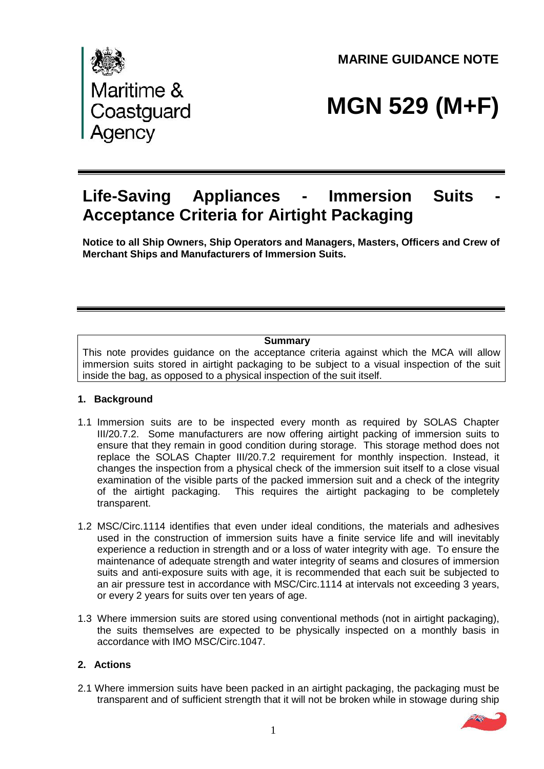**MARINE GUIDANCE NOTE**

Maritime & Coastguard Agency

# MGN 529 (M+F)

## Life-Saving Appliances - Immersion Suits - Acceptance Criteria for Airtight Packaging

**Notice to all Ship Owners, Ship Operators and Managers, Masters, Officers and Crew of Merchant Ships and Manufacturers of Immersion Suits.**

**Summary**

This note provides guidance on the acceptance criteria against which the MCA will allow immersion suits stored in airtight packaging to be subject to a visual inspection of the suit inside the bag, as opposed to a physical inspection of the suit itself.

### 1. Background

1.1 Immersion suits are to be inspected every month as required by SOLAS Chapter III/20.7.2. Some manufacturers are now offering airtight packing of immersion suits to ensure that they remain in good condition during storage. This storage method does not replace the SOLAS Chapter III/20.7.2 requirement for monthly inspection. Instead, it changes the inspection from a physical check of the immersion suit itself to a close visual examination of the visible parts of the packed immersion suit and a check of the integrity of the airtight packaging. This requires the airtight packaging to be completely transparent.

1.2 MSC/Circ.1114 identifies that even under ideal conditions, the materials and adhesives used in the construction of immersion suits have a finite service life and will inevitably experience a reduction in strength and or a loss of water integrity with age. To ensure the maintenance of adequate strength and water integrity of seams and closures of immersion suits and anti-exposure suits with age, it is recommended that each suit be subjected to an air pressure test in accordance with MSC/Circ.1114 at intervals not exceeding 3 years, or every 2 years for suits over ten years of age.

1.3 Where immersion suits are stored using conventional methods (not in airtight packaging), the suits themselves are expected to be physically inspected on a monthly basis in accordance with IMO MSC/Circ.1047.

### 2. Actions

2.1 Where immersion suits have been packed in an airtight packaging, the packaging must be transparent and of sufficient strength that it will not be broken while in stowage during ship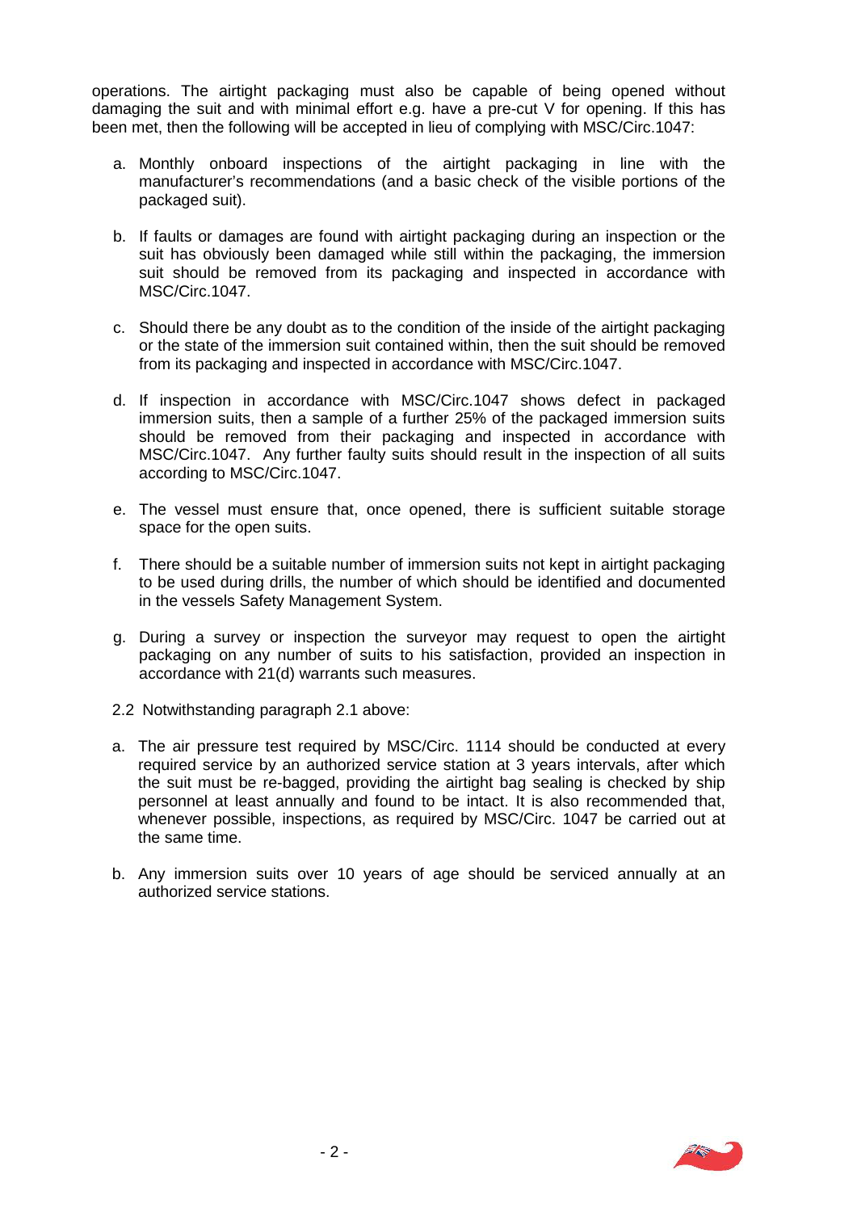operations. The airtight packaging must also be capable of being opened without damaging the suit and with minimal effort e.g. have a pre-cut V for opening. If this has been met, then the following will be accepted in lieu of complying with MSC/Circ.1047:

a. Monthly onboard inspections of the airtight packaging in line with the manufacturer's recommendations (and a basic check of the visible portions of the packaged suit).

b. If faults or damages are found with airtight packaging during an inspection or the suit has obviously been damaged while still within the packaging, the immersion suit should be removed from its packaging and inspected in accordance with MSC/Circ.1047.

c. Should there be any doubt as to the condition of the inside of the airtight packaging or the state of the immersion suit contained within, then the suit should be removed from its packaging and inspected in accordance with MSC/Circ.1047.

d. If inspection in accordance with MSC/Circ.1047 shows defect in packaged immersion suits, then a sample of a further 25% of the packaged immersion suits should be removed from their packaging and inspected in accordance with MSC/Circ.1047. Any further faulty suits should result in the inspection of all suits according to MSC/Circ.1047.

e. The vessel must ensure that, once opened, there is sufficient suitable storage space for the open suits.

f. There should be a suitable number of immersion suits not kept in airtight packaging to be used during drills, the number of which should be identified and documented in the vessels Safety Management System.

g. During a survey or inspection the surveyor may request to open the airtight packaging on any number of suits to his satisfaction, provided an inspection in accordance with 21(d) warrants such measures.

2.2 Notwithstanding paragraph 2.1 above:

a. The air pressure test required by MSC/Circ. 1114 should be conducted at every required service by an authorized service station at 3 years intervals, after which the suit must be re-bagged, providing the airtight bag sealing is checked by ship personnel at least annually and found to be intact. It is also recommended that, whenever possible, inspections, as required by MSC/Circ. 1047 be carried out at the same time.

b. Any immersion suits over 10 years of age should be serviced annually at an authorized service stations.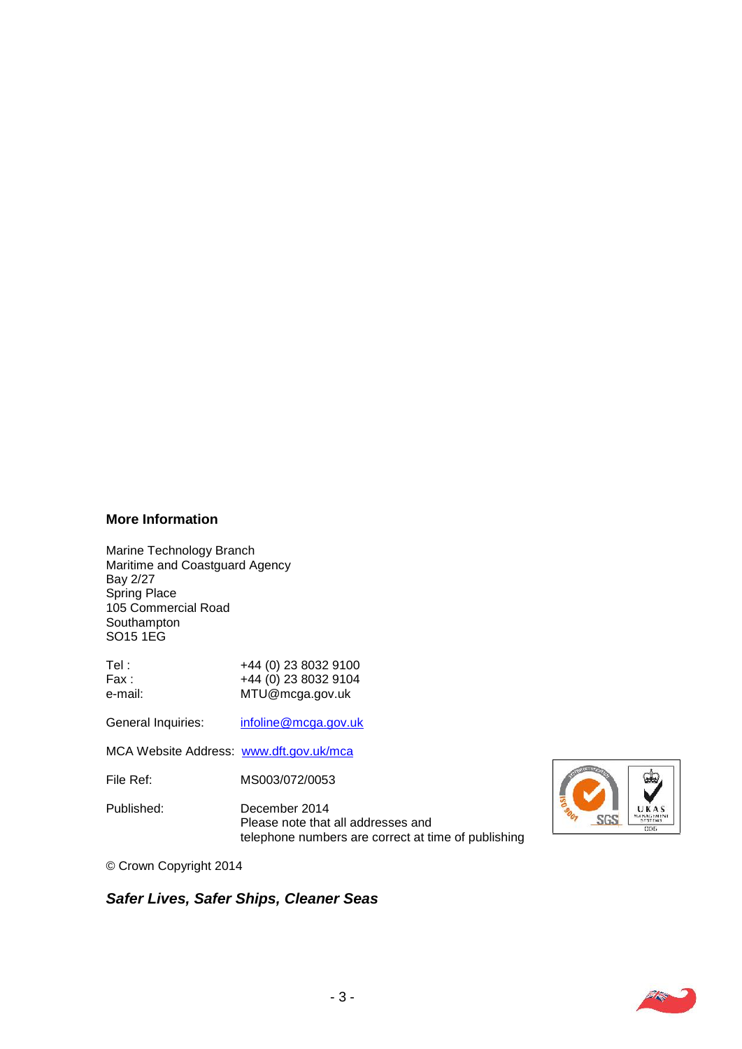## More Information

Marine Technology Branch
Maritime and Coastguard Agency
Bay 2/27
Spring Place
105 Commercial Road
Southampton
SO15 1EG

Tel : +44 (0) 23 8032 9100
Fax : +44 (0) 23 8032 9104
e-mail: MTU@mcga.gov.uk

General Inquiries: infoline@mcga.gov.uk

MCA Website Address: www.dft.gov.uk/mca

File Ref: MS003/072/0053

Published: December 2014
Please note that all addresses and telephone numbers are correct at time of publishing

© Crown Copyright 2014

***Safer Lives, Safer Ships, Cleaner Seas***